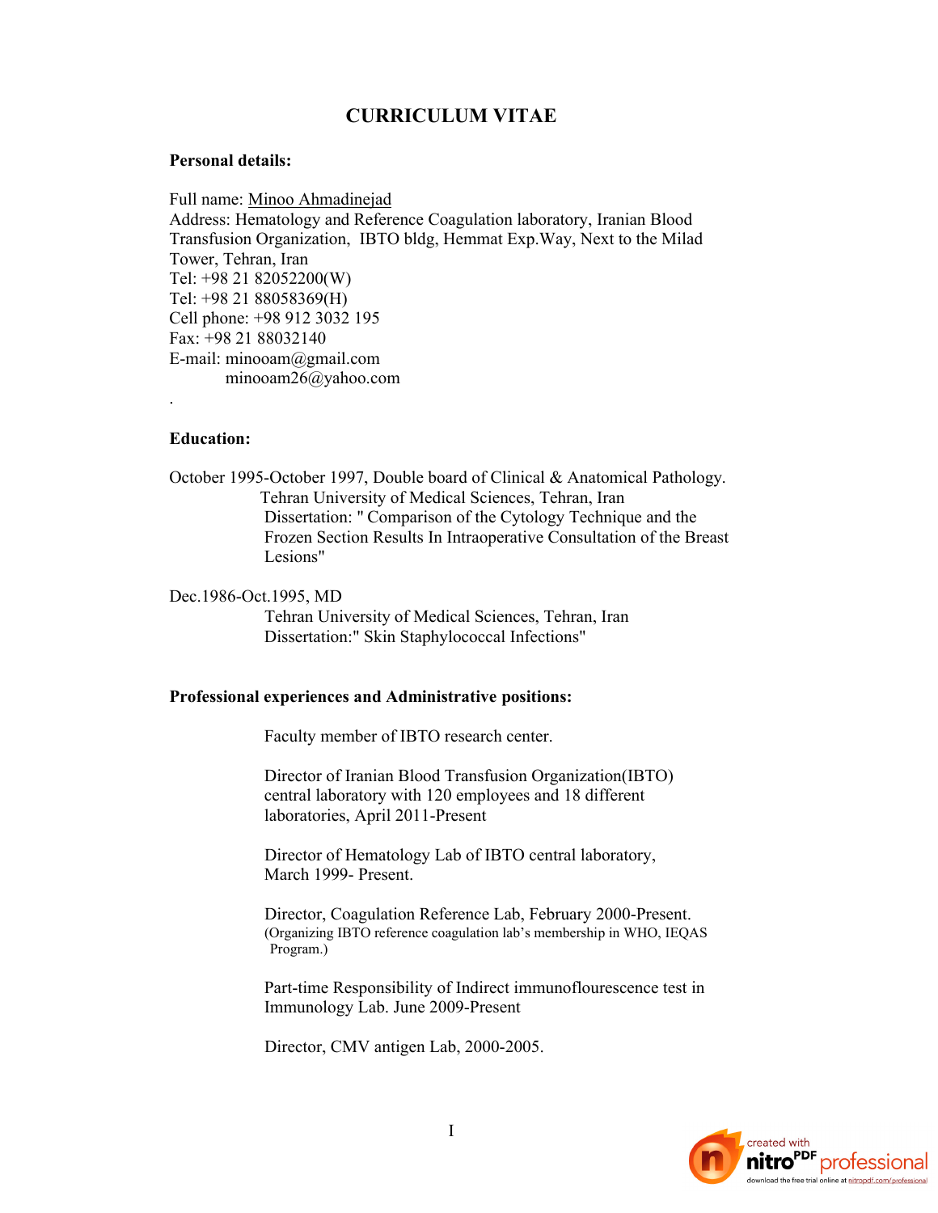# CURRICULUM VITAE

**Personal details:**

Full name: Minoo Ahmadinejad
Address: Hematology and Reference Coagulation laboratory, Iranian Blood Transfusion Organization, IBTO bldg, Hemmat Exp.Way, Next to the Milad Tower, Tehran, Iran
Tel: +98 21 82052200(W)
Tel: +98 21 88058369(H)
Cell phone: +98 912 3032 195
Fax: +98 21 88032140
E-mail: minooam@gmail.com
minooam26@yahoo.com

.

**Education:**

October 1995-October 1997, Double board of Clinical & Anatomical Pathology.
Tehran University of Medical Sciences, Tehran, Iran
Dissertation: " Comparison of the Cytology Technique and the Frozen Section Results In Intraoperative Consultation of the Breast Lesions"

Dec.1986-Oct.1995, MD
Tehran University of Medical Sciences, Tehran, Iran
Dissertation:" Skin Staphylococcal Infections"

**Professional experiences and Administrative positions:**

Faculty member of IBTO research center.

Director of Iranian Blood Transfusion Organization(IBTO) central laboratory with 120 employees and 18 different laboratories, April 2011-Present

Director of Hematology Lab of IBTO central laboratory, March 1999- Present.

Director, Coagulation Reference Lab, February 2000-Present.
(Organizing IBTO reference coagulation lab's membership in WHO, IEQAS Program.)

Part-time Responsibility of Indirect immunoflourescence test in Immunology Lab. June 2009-Present

Director, CMV antigen Lab, 2000-2005.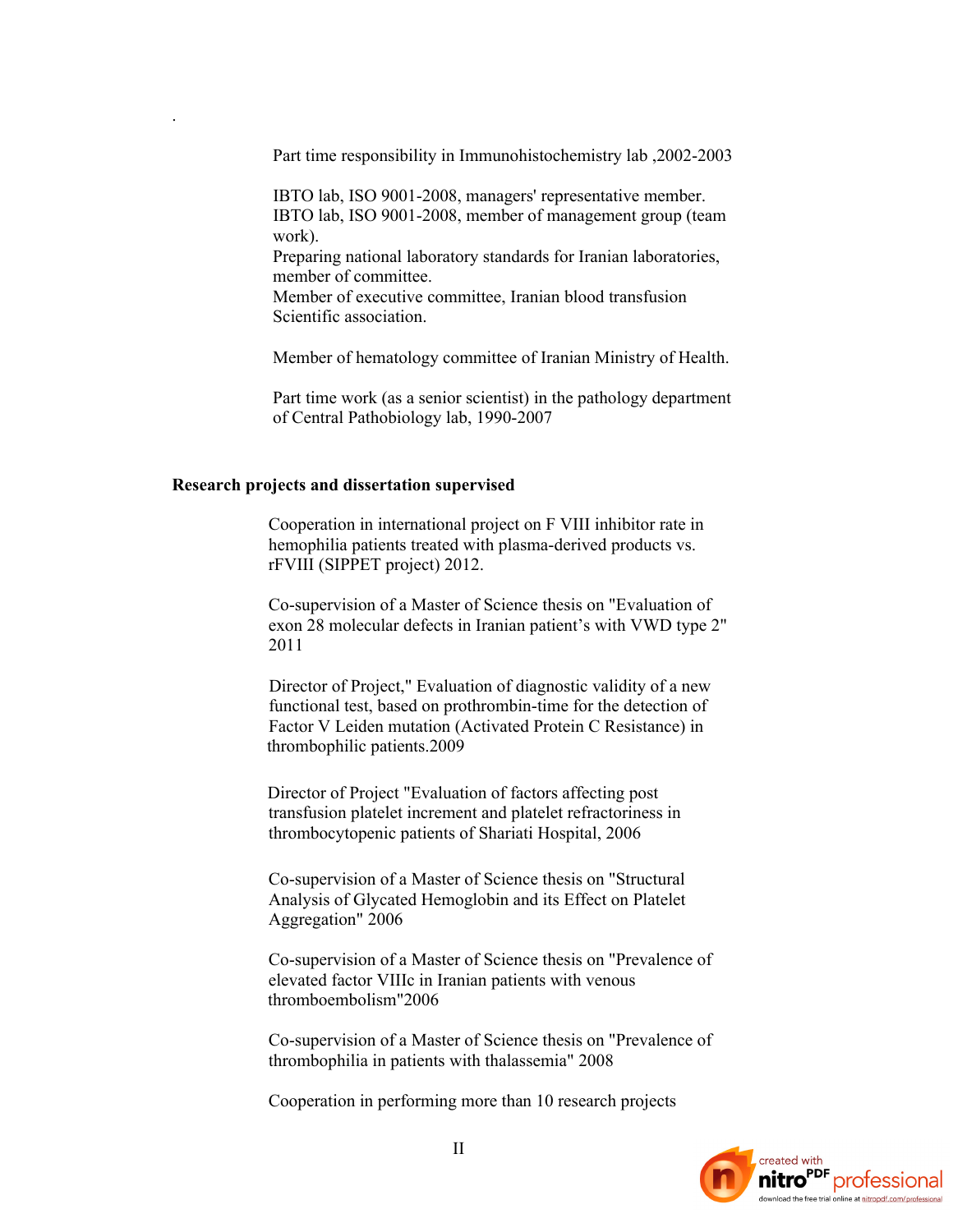Part time responsibility in Immunohistochemistry lab ,2002-2003

IBTO lab, ISO 9001-2008, managers' representative member.
IBTO lab, ISO 9001-2008, member of management group (team work).
Preparing national laboratory standards for Iranian laboratories, member of committee.
Member of executive committee, Iranian blood transfusion Scientific association.

Member of hematology committee of Iranian Ministry of Health.

Part time work (as a senior scientist) in the pathology department of Central Pathobiology lab, 1990-2007

**Research projects and dissertation supervised**

Cooperation in international project on F VIII inhibitor rate in hemophilia patients treated with plasma-derived products vs. rFVIII (SIPPET project) 2012.

Co-supervision of a Master of Science thesis on "Evaluation of exon 28 molecular defects in Iranian patient's with VWD type 2" 2011

Director of Project," Evaluation of diagnostic validity of a new functional test, based on prothrombin-time for the detection of Factor V Leiden mutation (Activated Protein C Resistance) in thrombophilic patients.2009

Director of Project "Evaluation of factors affecting post transfusion platelet increment and platelet refractoriness in thrombocytopenic patients of Shariati Hospital, 2006

Co-supervision of a Master of Science thesis on "Structural Analysis of Glycated Hemoglobin and its Effect on Platelet Aggregation" 2006

Co-supervision of a Master of Science thesis on "Prevalence of elevated factor VIIIc in Iranian patients with venous thromboembolism"2006

Co-supervision of a Master of Science thesis on "Prevalence of thrombophilia in patients with thalassemia" 2008

Cooperation in performing more than 10 research projects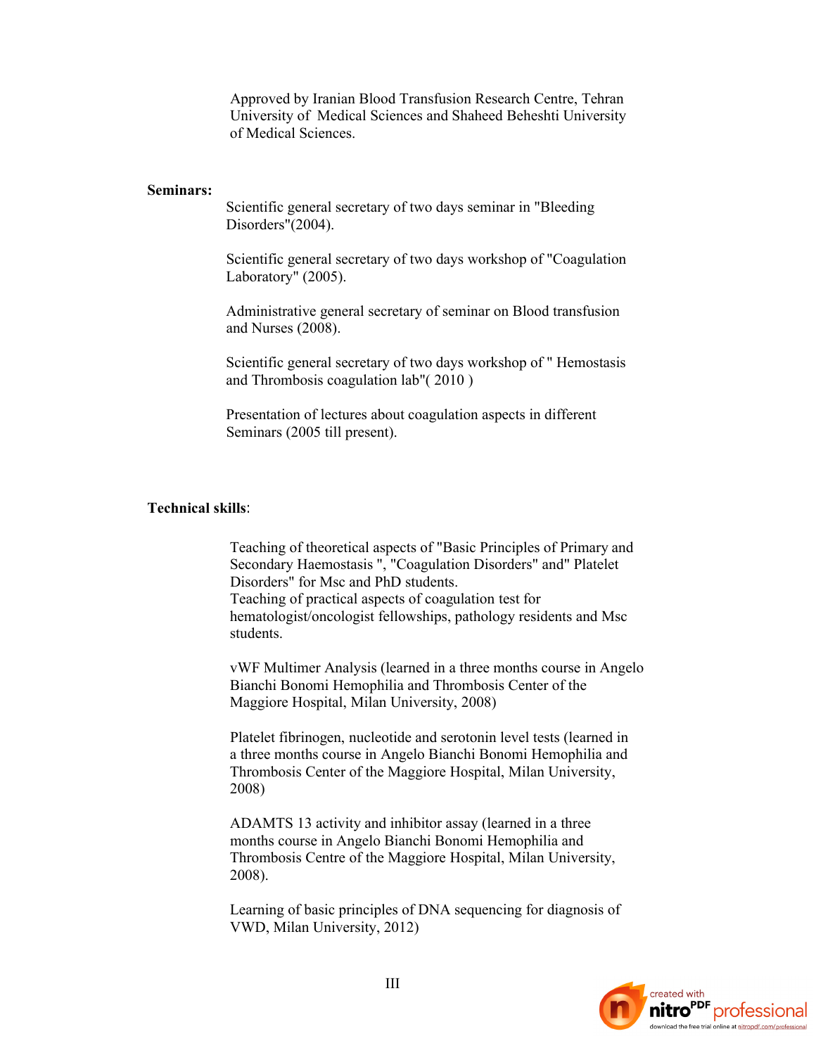Approved by Iranian Blood Transfusion Research Centre, Tehran University of Medical Sciences and Shaheed Beheshti University of Medical Sciences.

**Seminars:**

Scientific general secretary of two days seminar in "Bleeding Disorders"(2004).

Scientific general secretary of two days workshop of "Coagulation Laboratory" (2005).

Administrative general secretary of seminar on Blood transfusion and Nurses (2008).

Scientific general secretary of two days workshop of " Hemostasis and Thrombosis coagulation lab"( 2010 )

Presentation of lectures about coagulation aspects in different Seminars (2005 till present).

**Technical skills**:

Teaching of theoretical aspects of "Basic Principles of Primary and Secondary Haemostasis ", "Coagulation Disorders" and" Platelet Disorders" for Msc and PhD students.
Teaching of practical aspects of coagulation test for hematologist/oncologist fellowships, pathology residents and Msc students.

vWF Multimer Analysis (learned in a three months course in Angelo Bianchi Bonomi Hemophilia and Thrombosis Center of the Maggiore Hospital, Milan University, 2008)

Platelet fibrinogen, nucleotide and serotonin level tests (learned in a three months course in Angelo Bianchi Bonomi Hemophilia and Thrombosis Center of the Maggiore Hospital, Milan University, 2008)

ADAMTS 13 activity and inhibitor assay (learned in a three months course in Angelo Bianchi Bonomi Hemophilia and Thrombosis Centre of the Maggiore Hospital, Milan University, 2008).

Learning of basic principles of DNA sequencing for diagnosis of VWD, Milan University, 2012)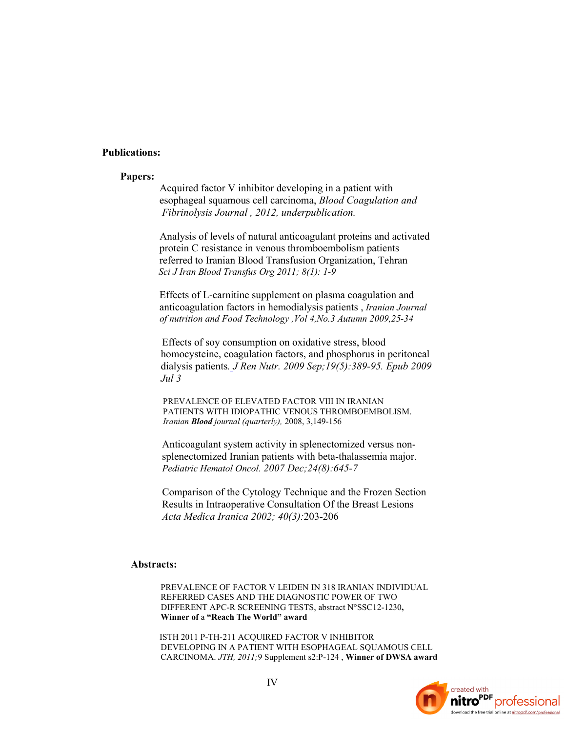## Publications:

### Papers:

Acquired factor V inhibitor developing in a patient with esophageal squamous cell carcinoma, *Blood Coagulation and Fibrinolysis Journal , 2012, underpublication.*

Analysis of levels of natural anticoagulant proteins and activated protein C resistance in venous thromboembolism patients referred to Iranian Blood Transfusion Organization, Tehran *Sci J Iran Blood Transfus Org 2011; 8(1): 1-9*

Effects of L-carnitine supplement on plasma coagulation and anticoagulation factors in hemodialysis patients , *Iranian Journal of nutrition and Food Technology ,Vol 4,No.3 Autumn 2009,25-34*

Effects of soy consumption on oxidative stress, blood homocysteine, coagulation factors, and phosphorus in peritoneal dialysis patients. *J Ren Nutr. 2009 Sep;19(5):389-95. Epub 2009 Jul 3*

PREVALENCE OF ELEVATED FACTOR VIII IN IRANIAN PATIENTS WITH IDIOPATHIC VENOUS THROMBOEMBOLISM. *Iranian **Blood** journal (quarterly),* 2008, 3,149-156

Anticoagulant system activity in splenectomized versus non-splenectomized Iranian patients with beta-thalassemia major. *Pediatric Hematol Oncol. 2007 Dec;24(8):645-7*

Comparison of the Cytology Technique and the Frozen Section Results in Intraoperative Consultation Of the Breast Lesions *Acta Medica Iranica 2002; 40(3):*203-206

### Abstracts:

PREVALENCE OF FACTOR V LEIDEN IN 318 IRANIAN INDIVIDUAL REFERRED CASES AND THE DIAGNOSTIC POWER OF TWO DIFFERENT APC-R SCREENING TESTS, abstract N°SSC12-1230**,** **Winner of** a **"Reach The World" award**

ISTH 2011 P-TH-211 ACQUIRED FACTOR V INHIBITOR DEVELOPING IN A PATIENT WITH ESOPHAGEAL SQUAMOUS CELL CARCINOMA. *JTH, 2011;*9 Supplement s2:P-124 , **Winner of DWSA award**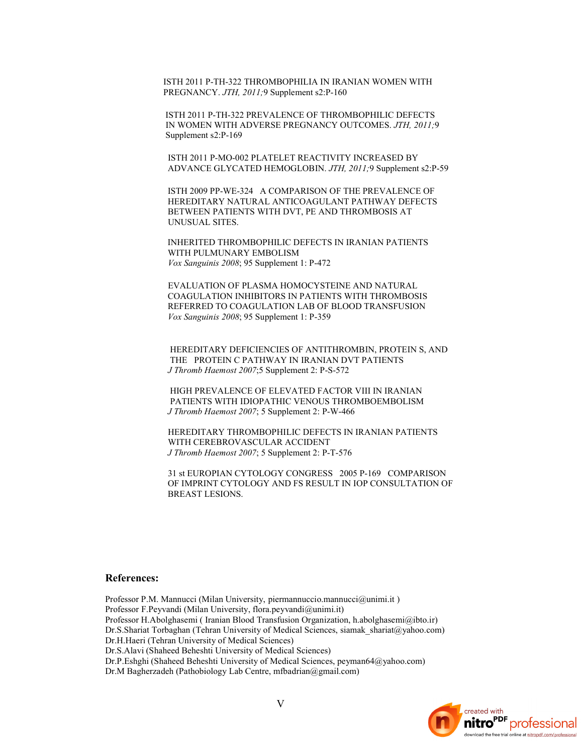ISTH 2011 P-TH-322 THROMBOPHILIA IN IRANIAN WOMEN WITH PREGNANCY. *JTH, 2011;*9 Supplement s2:P-160

ISTH 2011 P-TH-322 PREVALENCE OF THROMBOPHILIC DEFECTS IN WOMEN WITH ADVERSE PREGNANCY OUTCOMES. *JTH, 2011;*9 Supplement s2:P-169

ISTH 2011 P-MO-002 PLATELET REACTIVITY INCREASED BY ADVANCE GLYCATED HEMOGLOBIN. *JTH, 2011;*9 Supplement s2:P-59

ISTH 2009 PP-WE-324 A COMPARISON OF THE PREVALENCE OF HEREDITARY NATURAL ANTICOAGULANT PATHWAY DEFECTS BETWEEN PATIENTS WITH DVT, PE AND THROMBOSIS AT UNUSUAL SITES.

INHERITED THROMBOPHILIC DEFECTS IN IRANIAN PATIENTS WITH PULMUNARY EMBOLISM
*Vox Sanguinis 2008*; 95 Supplement 1: P-472

EVALUATION OF PLASMA HOMOCYSTEINE AND NATURAL COAGULATION INHIBITORS IN PATIENTS WITH THROMBOSIS REFERRED TO COAGULATION LAB OF BLOOD TRANSFUSION
*Vox Sanguinis 2008*; 95 Supplement 1: P-359

HEREDITARY DEFICIENCIES OF ANTITHROMBIN, PROTEIN S, AND THE PROTEIN C PATHWAY IN IRANIAN DVT PATIENTS
*J Thromb Haemost 2007*;5 Supplement 2: P-S-572

HIGH PREVALENCE OF ELEVATED FACTOR VIII IN IRANIAN PATIENTS WITH IDIOPATHIC VENOUS THROMBOEMBOLISM
*J Thromb Haemost 2007*; 5 Supplement 2: P-W-466

HEREDITARY THROMBOPHILIC DEFECTS IN IRANIAN PATIENTS WITH CEREBROVASCULAR ACCIDENT
*J Thromb Haemost 2007*; 5 Supplement 2: P-T-576

31 st EUROPIAN CYTOLOGY CONGRESS 2005 P-169 COMPARISON OF IMPRINT CYTOLOGY AND FS RESULT IN IOP CONSULTATION OF BREAST LESIONS.

## References:

Professor P.M. Mannucci (Milan University, piermannuccio.mannucci@unimi.it )
Professor F.Peyvandi (Milan University, flora.peyvandi@unimi.it)
Professor H.Abolghasemi ( Iranian Blood Transfusion Organization, h.abolghasemi@ibto.ir)
Dr.S.Shariat Torbaghan (Tehran University of Medical Sciences, siamak_shariat@yahoo.com)
Dr.H.Haeri (Tehran University of Medical Sciences)
Dr.S.Alavi (Shaheed Beheshti University of Medical Sciences)
Dr.P.Eshghi (Shaheed Beheshti University of Medical Sciences, peyman64@yahoo.com)
Dr.M Bagherzadeh (Pathobiology Lab Centre, mfbadrian@gmail.com)